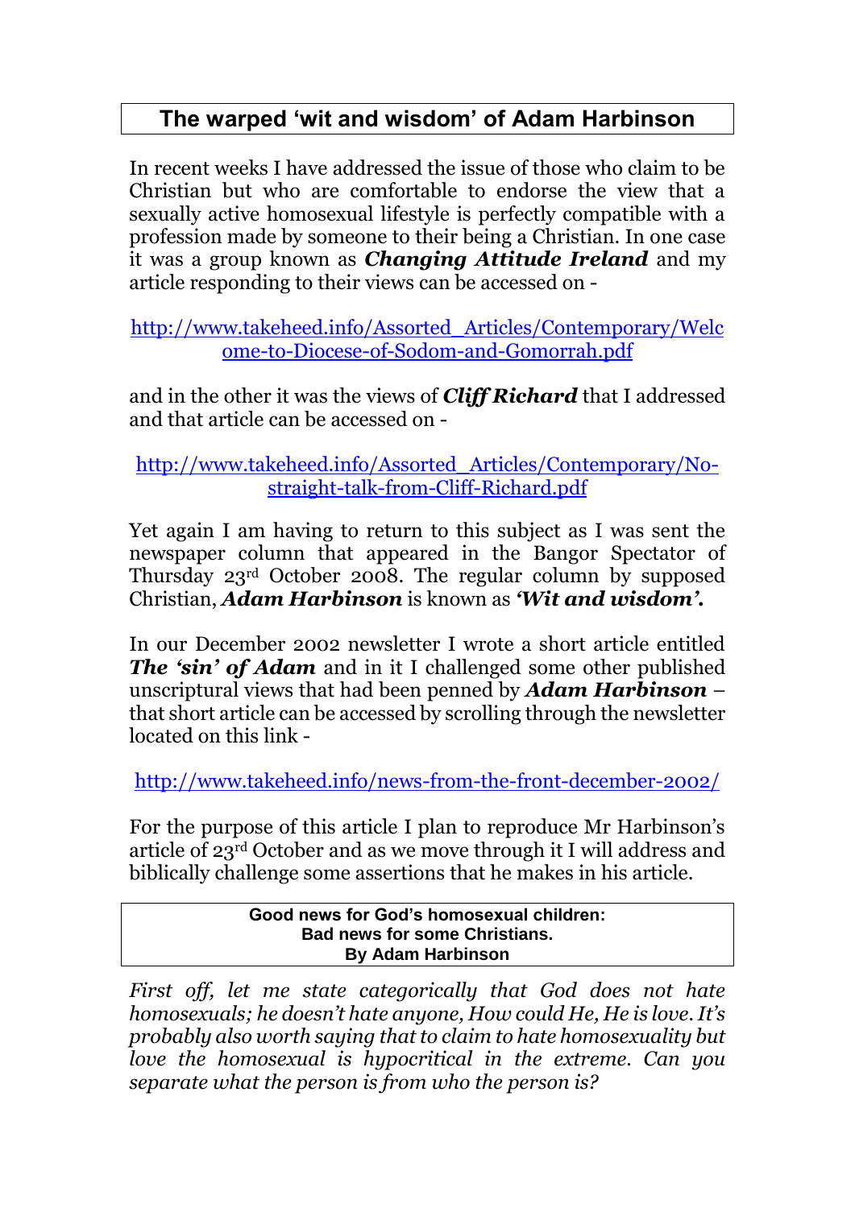# The warped 'wit and wisdom' of Adam Harbinson

In recent weeks I have addressed the issue of those who claim to be Christian but who are comfortable to endorse the view that a sexually active homosexual lifestyle is perfectly compatible with a profession made by someone to their being a Christian. In one case it was a group known as ***Changing Attitude Ireland*** and my article responding to their views can be accessed on -

http://www.takeheed.info/Assorted_Articles/Contemporary/Welcome-to-Diocese-of-Sodom-and-Gomorrah.pdf

and in the other it was the views of ***Cliff Richard*** that I addressed and that article can be accessed on -

http://www.takeheed.info/Assorted_Articles/Contemporary/No-straight-talk-from-Cliff-Richard.pdf

Yet again I am having to return to this subject as I was sent the newspaper column that appeared in the Bangor Spectator of Thursday 23rd October 2008. The regular column by supposed Christian, ***Adam Harbinson*** is known as ***'Wit and wisdom'.***

In our December 2002 newsletter I wrote a short article entitled ***The 'sin' of Adam*** and in it I challenged some other published unscriptural views that had been penned by ***Adam Harbinson*** – that short article can be accessed by scrolling through the newsletter located on this link -

http://www.takeheed.info/news-from-the-front-december-2002/

For the purpose of this article I plan to reproduce Mr Harbinson's article of 23rd October and as we move through it I will address and biblically challenge some assertions that he makes in his article.

**Good news for God's homosexual children:**
**Bad news for some Christians.**
**By Adam Harbinson**

*First off, let me state categorically that God does not hate homosexuals; he doesn't hate anyone, How could He, He is love. It's probably also worth saying that to claim to hate homosexuality but love the homosexual is hypocritical in the extreme. Can you separate what the person is from who the person is?*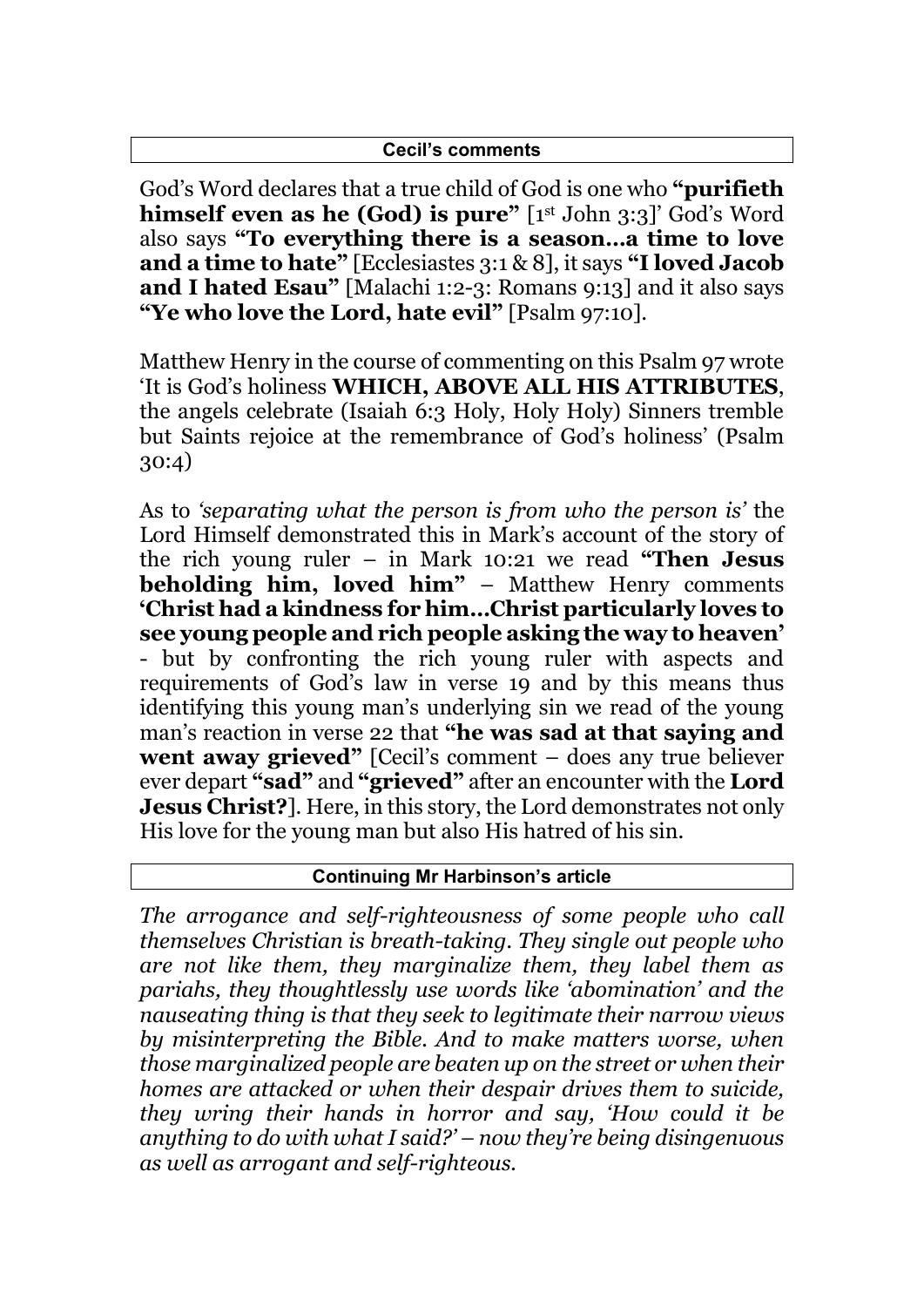**Cecil's comments**

God's Word declares that a true child of God is one who **"purifieth himself even as he (God) is pure"** [1st John 3:3]' God's Word also says **"To everything there is a season…a time to love and a time to hate"** [Ecclesiastes 3:1 & 8], it says **"I loved Jacob and I hated Esau"** [Malachi 1:2-3: Romans 9:13] and it also says **"Ye who love the Lord, hate evil"** [Psalm 97:10].

Matthew Henry in the course of commenting on this Psalm 97 wrote 'It is God's holiness **WHICH, ABOVE ALL HIS ATTRIBUTES**, the angels celebrate (Isaiah 6:3 Holy, Holy Holy) Sinners tremble but Saints rejoice at the remembrance of God's holiness' (Psalm 30:4)

As to *'separating what the person is from who the person is'* the Lord Himself demonstrated this in Mark's account of the story of the rich young ruler – in Mark 10:21 we read **"Then Jesus beholding him, loved him"** – Matthew Henry comments **'Christ had a kindness for him…Christ particularly loves to see young people and rich people asking the way to heaven'** - but by confronting the rich young ruler with aspects and requirements of God's law in verse 19 and by this means thus identifying this young man's underlying sin we read of the young man's reaction in verse 22 that **"he was sad at that saying and went away grieved"** [Cecil's comment – does any true believer ever depart **"sad"** and **"grieved"** after an encounter with the **Lord Jesus Christ?**]. Here, in this story, the Lord demonstrates not only His love for the young man but also His hatred of his sin.

**Continuing Mr Harbinson's article**

*The arrogance and self-righteousness of some people who call themselves Christian is breath-taking. They single out people who are not like them, they marginalize them, they label them as pariahs, they thoughtlessly use words like 'abomination' and the nauseating thing is that they seek to legitimate their narrow views by misinterpreting the Bible. And to make matters worse, when those marginalized people are beaten up on the street or when their homes are attacked or when their despair drives them to suicide, they wring their hands in horror and say, 'How could it be anything to do with what I said?' – now they're being disingenuous as well as arrogant and self-righteous.*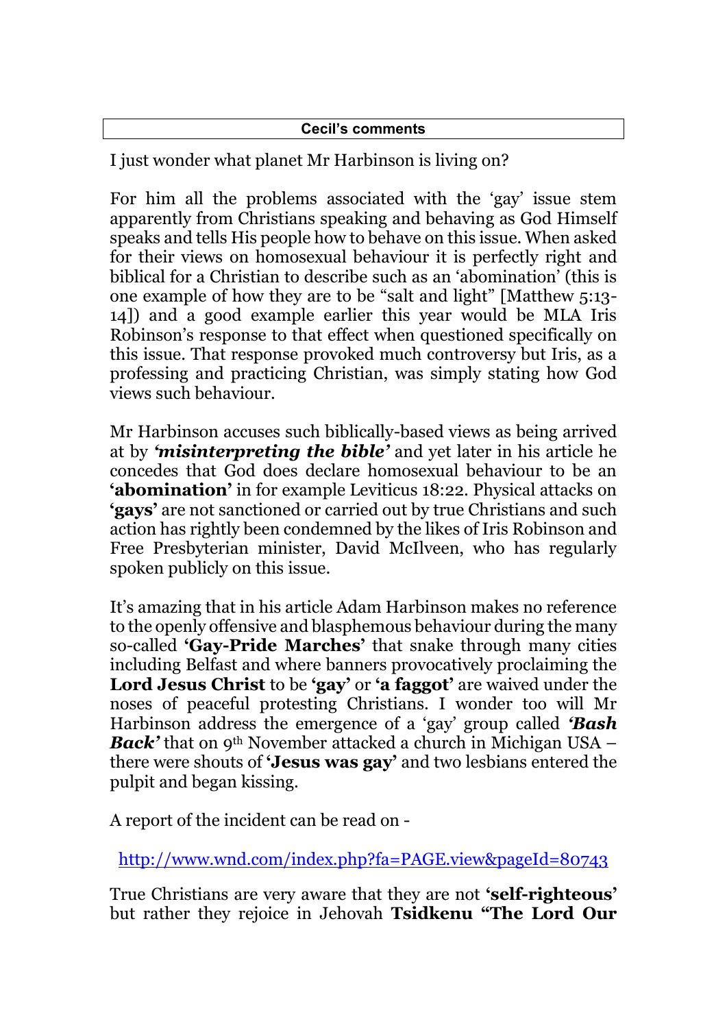**Cecil's comments**

I just wonder what planet Mr Harbinson is living on?

For him all the problems associated with the 'gay' issue stem apparently from Christians speaking and behaving as God Himself speaks and tells His people how to behave on this issue. When asked for their views on homosexual behaviour it is perfectly right and biblical for a Christian to describe such as an 'abomination' (this is one example of how they are to be "salt and light" [Matthew 5:13-14]) and a good example earlier this year would be MLA Iris Robinson's response to that effect when questioned specifically on this issue. That response provoked much controversy but Iris, as a professing and practicing Christian, was simply stating how God views such behaviour.

Mr Harbinson accuses such biblically-based views as being arrived at by ***'misinterpreting the bible'*** and yet later in his article he concedes that God does declare homosexual behaviour to be an **'abomination'** in for example Leviticus 18:22. Physical attacks on **'gays'** are not sanctioned or carried out by true Christians and such action has rightly been condemned by the likes of Iris Robinson and Free Presbyterian minister, David McIlveen, who has regularly spoken publicly on this issue.

It's amazing that in his article Adam Harbinson makes no reference to the openly offensive and blasphemous behaviour during the many so-called **'Gay-Pride Marches'** that snake through many cities including Belfast and where banners provocatively proclaiming the **Lord Jesus Christ** to be **'gay'** or **'a faggot'** are waived under the noses of peaceful protesting Christians. I wonder too will Mr Harbinson address the emergence of a 'gay' group called ***'Bash Back'*** that on 9th November attacked a church in Michigan USA – there were shouts of **'Jesus was gay'** and two lesbians entered the pulpit and began kissing.

A report of the incident can be read on -

http://www.wnd.com/index.php?fa=PAGE.view&pageId=80743

True Christians are very aware that they are not **'self-righteous'** but rather they rejoice in Jehovah **Tsidkenu "The Lord Our**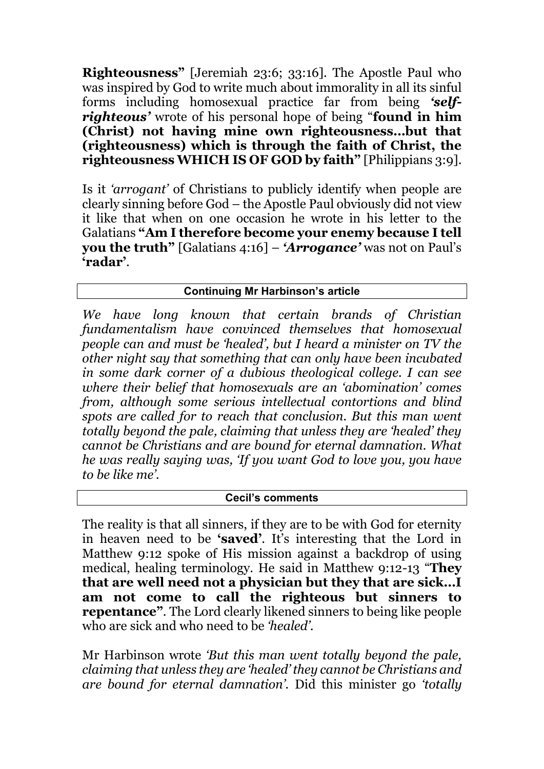**Righteousness"** [Jeremiah 23:6; 33:16]. The Apostle Paul who was inspired by God to write much about immorality in all its sinful forms including homosexual practice far from being ***'self-righteous'*** wrote of his personal hope of being "**found in him (Christ) not having mine own righteousness…but that (righteousness) which is through the faith of Christ, the righteousness WHICH IS OF GOD by faith"** [Philippians 3:9].

Is it *'arrogant'* of Christians to publicly identify when people are clearly sinning before God – the Apostle Paul obviously did not view it like that when on one occasion he wrote in his letter to the Galatians **"Am I therefore become your enemy because I tell you the truth"** [Galatians 4:16] – ***'Arrogance'*** was not on Paul's **'radar'**.

**Continuing Mr Harbinson's article**

*We have long known that certain brands of Christian fundamentalism have convinced themselves that homosexual people can and must be 'healed', but I heard a minister on TV the other night say that something that can only have been incubated in some dark corner of a dubious theological college. I can see where their belief that homosexuals are an 'abomination' comes from, although some serious intellectual contortions and blind spots are called for to reach that conclusion. But this man went totally beyond the pale, claiming that unless they are 'healed' they cannot be Christians and are bound for eternal damnation. What he was really saying was, 'If you want God to love you, you have to be like me'.*

**Cecil's comments**

The reality is that all sinners, if they are to be with God for eternity in heaven need to be **'saved'**. It's interesting that the Lord in Matthew 9:12 spoke of His mission against a backdrop of using medical, healing terminology. He said in Matthew 9:12-13 "**They that are well need not a physician but they that are sick…I am not come to call the righteous but sinners to repentance"**. The Lord clearly likened sinners to being like people who are sick and who need to be *'healed'*.

Mr Harbinson wrote *'But this man went totally beyond the pale, claiming that unless they are 'healed' they cannot be Christians and are bound for eternal damnation'*. Did this minister go *'totally*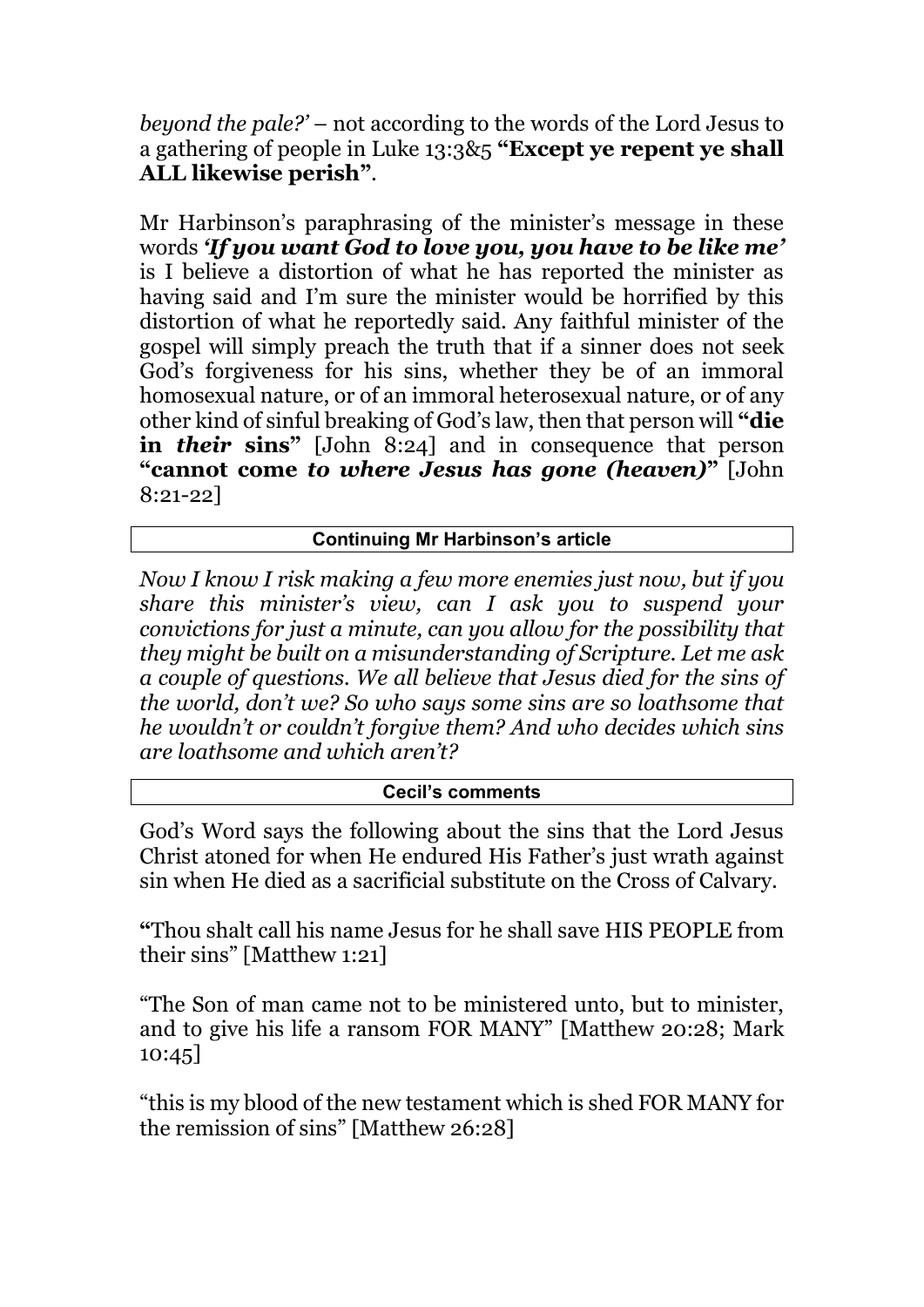*beyond the pale?'* – not according to the words of the Lord Jesus to a gathering of people in Luke 13:3&5 **"Except ye repent ye shall ALL likewise perish"**.

Mr Harbinson's paraphrasing of the minister's message in these words ***'If you want God to love you, you have to be like me'*** is I believe a distortion of what he has reported the minister as having said and I'm sure the minister would be horrified by this distortion of what he reportedly said. Any faithful minister of the gospel will simply preach the truth that if a sinner does not seek God's forgiveness for his sins, whether they be of an immoral homosexual nature, or of an immoral heterosexual nature, or of any other kind of sinful breaking of God's law, then that person will **"die in *their* sins"** [John 8:24] and in consequence that person **"cannot come *to where Jesus has gone (heaven)*"** [John 8:21-22]

**Continuing Mr Harbinson's article**

*Now I know I risk making a few more enemies just now, but if you share this minister's view, can I ask you to suspend your convictions for just a minute, can you allow for the possibility that they might be built on a misunderstanding of Scripture. Let me ask a couple of questions. We all believe that Jesus died for the sins of the world, don't we? So who says some sins are so loathsome that he wouldn't or couldn't forgive them? And who decides which sins are loathsome and which aren't?*

**Cecil's comments**

God's Word says the following about the sins that the Lord Jesus Christ atoned for when He endured His Father's just wrath against sin when He died as a sacrificial substitute on the Cross of Calvary.

"Thou shalt call his name Jesus for he shall save HIS PEOPLE from their sins" [Matthew 1:21]

"The Son of man came not to be ministered unto, but to minister, and to give his life a ransom FOR MANY" [Matthew 20:28; Mark 10:45]

"this is my blood of the new testament which is shed FOR MANY for the remission of sins" [Matthew 26:28]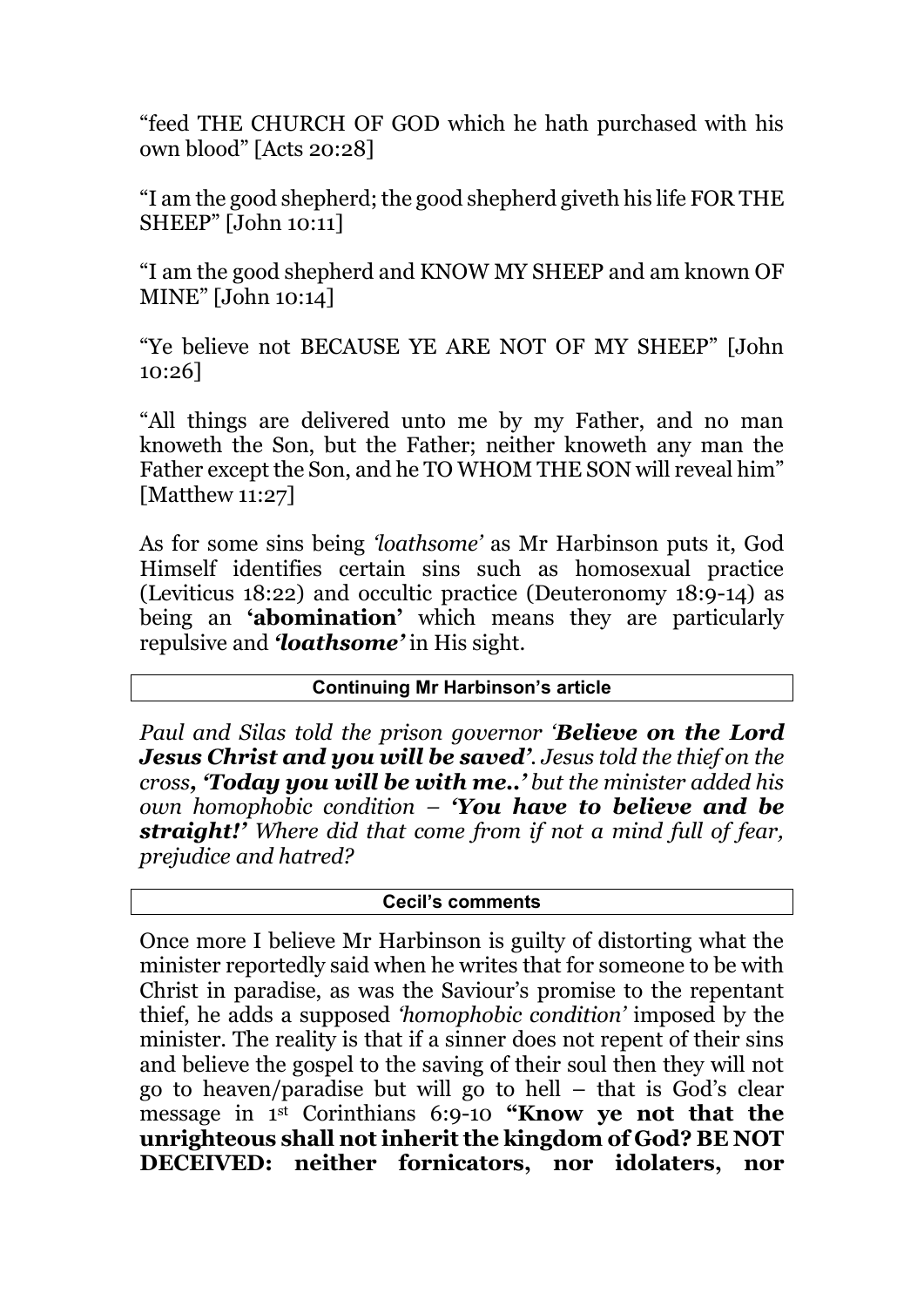"feed THE CHURCH OF GOD which he hath purchased with his own blood" [Acts 20:28]

"I am the good shepherd; the good shepherd giveth his life FOR THE SHEEP" [John 10:11]

"I am the good shepherd and KNOW MY SHEEP and am known OF MINE" [John 10:14]

"Ye believe not BECAUSE YE ARE NOT OF MY SHEEP" [John 10:26]

"All things are delivered unto me by my Father, and no man knoweth the Son, but the Father; neither knoweth any man the Father except the Son, and he TO WHOM THE SON will reveal him" [Matthew 11:27]

As for some sins being *'loathsome'* as Mr Harbinson puts it, God Himself identifies certain sins such as homosexual practice (Leviticus 18:22) and occultic practice (Deuteronomy 18:9-14) as being an **'abomination'** which means they are particularly repulsive and ***'loathsome'*** in His sight.

**Continuing Mr Harbinson's article**

*Paul and Silas told the prison governor '**Believe on the Lord Jesus Christ and you will be saved'**. Jesus told the thief on the cross, **'Today you will be with me..'** but the minister added his own homophobic condition – **'You have to believe and be straight!'** Where did that come from if not a mind full of fear, prejudice and hatred?*

**Cecil's comments**

Once more I believe Mr Harbinson is guilty of distorting what the minister reportedly said when he writes that for someone to be with Christ in paradise, as was the Saviour's promise to the repentant thief, he adds a supposed *'homophobic condition'* imposed by the minister. The reality is that if a sinner does not repent of their sins and believe the gospel to the saving of their soul then they will not go to heaven/paradise but will go to hell – that is God's clear message in 1st Corinthians 6:9-10 **"Know ye not that the unrighteous shall not inherit the kingdom of God? BE NOT DECEIVED: neither fornicators, nor idolaters, nor**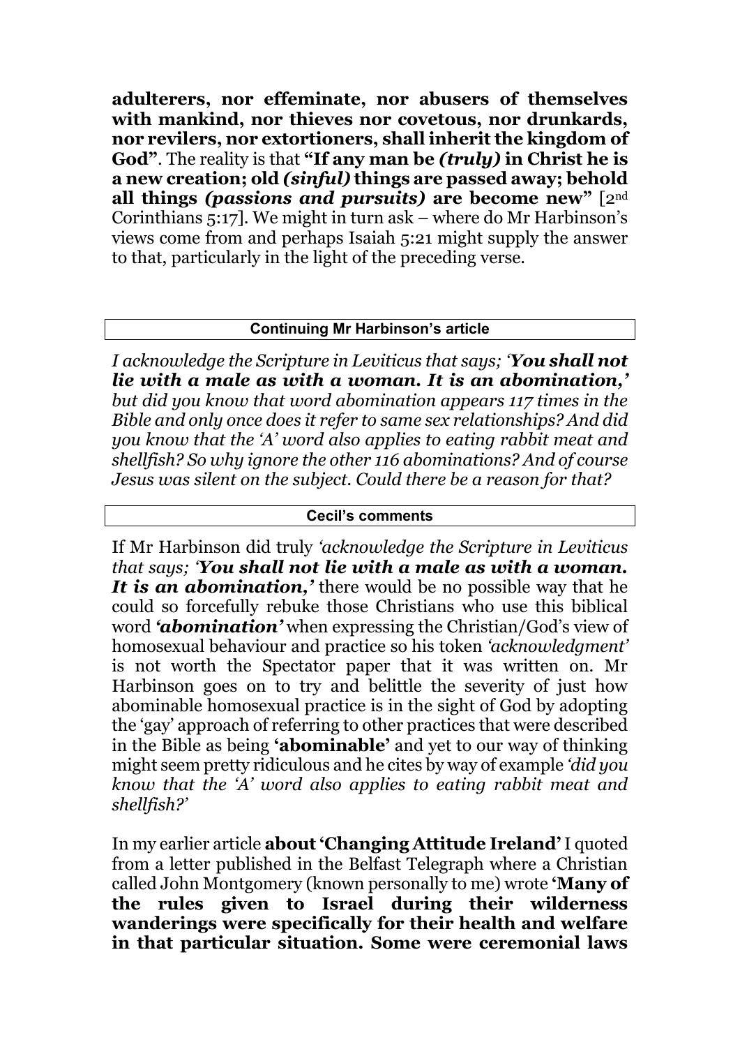**adulterers, nor effeminate, nor abusers of themselves with mankind, nor thieves nor covetous, nor drunkards, nor revilers, nor extortioners, shall inherit the kingdom of God"**. The reality is that **"If any man be *(truly)* in Christ he is a new creation; old *(sinful)* things are passed away; behold all things *(passions and pursuits)* are become new"** [2nd Corinthians 5:17]. We might in turn ask – where do Mr Harbinson's views come from and perhaps Isaiah 5:21 might supply the answer to that, particularly in the light of the preceding verse.

**Continuing Mr Harbinson's article**

*I acknowledge the Scripture in Leviticus that says; '**You shall not lie with a male as with a woman. It is an abomination,'** but did you know that word abomination appears 117 times in the Bible and only once does it refer to same sex relationships? And did you know that the 'A' word also applies to eating rabbit meat and shellfish? So why ignore the other 116 abominations? And of course Jesus was silent on the subject. Could there be a reason for that?*

**Cecil's comments**

If Mr Harbinson did truly *'acknowledge the Scripture in Leviticus that says; '**You shall not lie with a male as with a woman. It is an abomination,'*** there would be no possible way that he could so forcefully rebuke those Christians who use this biblical word ***'abomination'*** when expressing the Christian/God's view of homosexual behaviour and practice so his token *'acknowledgment'* is not worth the Spectator paper that it was written on. Mr Harbinson goes on to try and belittle the severity of just how abominable homosexual practice is in the sight of God by adopting the 'gay' approach of referring to other practices that were described in the Bible as being **'abominable'** and yet to our way of thinking might seem pretty ridiculous and he cites by way of example *'did you know that the 'A' word also applies to eating rabbit meat and shellfish?'*

In my earlier article **about 'Changing Attitude Ireland'** I quoted from a letter published in the Belfast Telegraph where a Christian called John Montgomery (known personally to me) wrote **'Many of the rules given to Israel during their wilderness wanderings were specifically for their health and welfare in that particular situation. Some were ceremonial laws**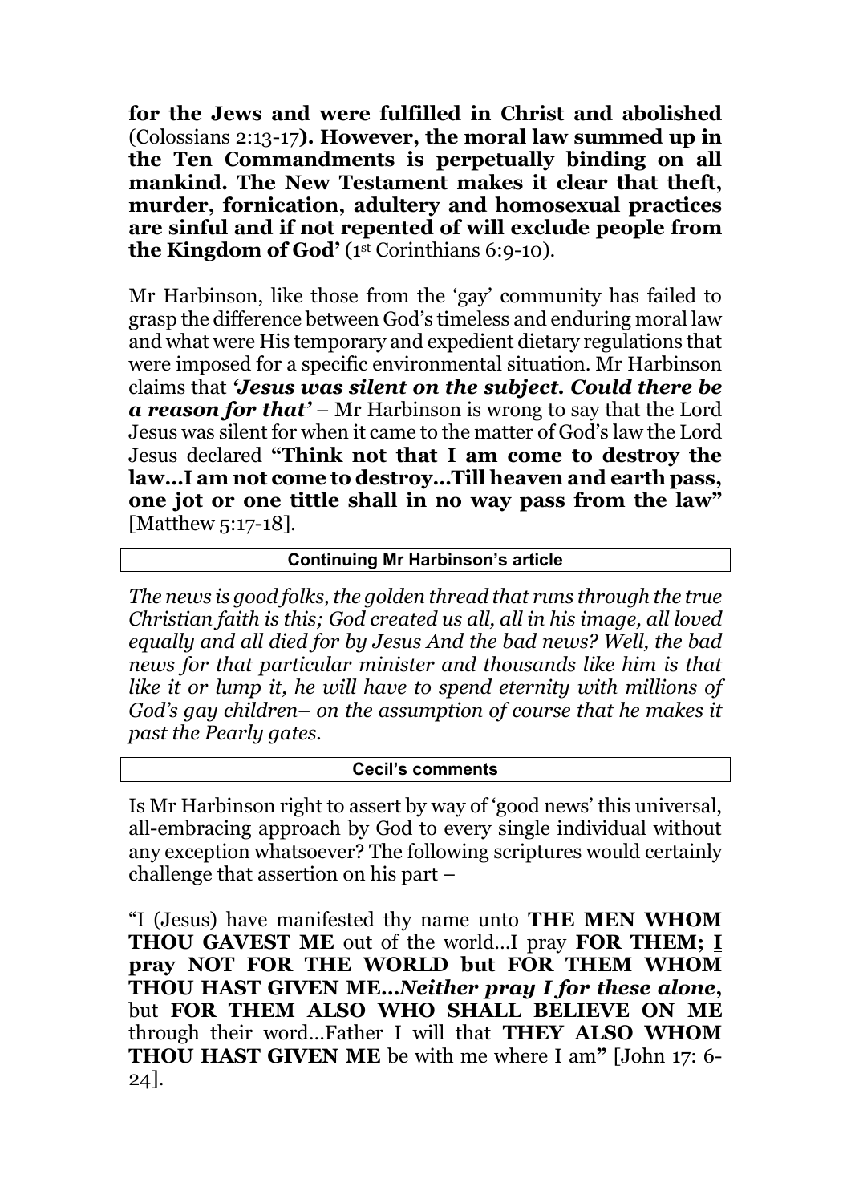**for the Jews and were fulfilled in Christ and abolished** (Colossians 2:13-17**). However, the moral law summed up in the Ten Commandments is perpetually binding on all mankind. The New Testament makes it clear that theft, murder, fornication, adultery and homosexual practices are sinful and if not repented of will exclude people from the Kingdom of God'** (1st Corinthians 6:9-10).

Mr Harbinson, like those from the 'gay' community has failed to grasp the difference between God's timeless and enduring moral law and what were His temporary and expedient dietary regulations that were imposed for a specific environmental situation. Mr Harbinson claims that ***'Jesus was silent on the subject. Could there be a reason for that'*** – Mr Harbinson is wrong to say that the Lord Jesus was silent for when it came to the matter of God's law the Lord Jesus declared **"Think not that I am come to destroy the law…I am not come to destroy…Till heaven and earth pass, one jot or one tittle shall in no way pass from the law"** [Matthew 5:17-18].

**Continuing Mr Harbinson's article**

*The news is good folks, the golden thread that runs through the true Christian faith is this; God created us all, all in his image, all loved equally and all died for by Jesus And the bad news? Well, the bad news for that particular minister and thousands like him is that like it or lump it, he will have to spend eternity with millions of God's gay children– on the assumption of course that he makes it past the Pearly gates.*

**Cecil's comments**

Is Mr Harbinson right to assert by way of 'good news' this universal, all-embracing approach by God to every single individual without any exception whatsoever? The following scriptures would certainly challenge that assertion on his part –

"I (Jesus) have manifested thy name unto **THE MEN WHOM THOU GAVEST ME** out of the world…I pray **FOR THEM; <u>I pray NOT FOR THE WORLD</u> but FOR THEM WHOM THOU HAST GIVEN ME…*Neither pray I for these alone*,** but **FOR THEM ALSO WHO SHALL BELIEVE ON ME** through their word…Father I will that **THEY ALSO WHOM THOU HAST GIVEN ME** be with me where I am**"** [John 17: 6-24].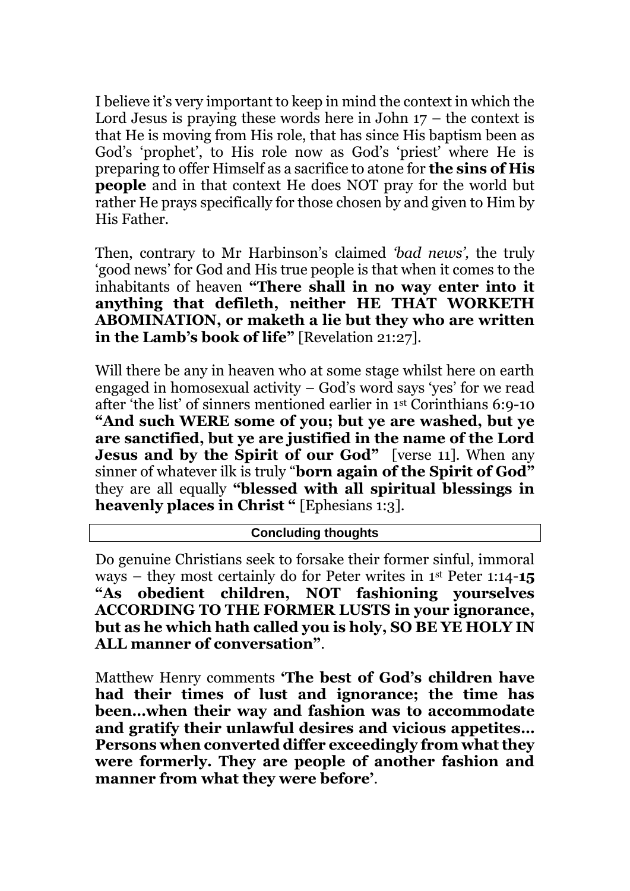I believe it's very important to keep in mind the context in which the Lord Jesus is praying these words here in John 17 – the context is that He is moving from His role, that has since His baptism been as God's 'prophet', to His role now as God's 'priest' where He is preparing to offer Himself as a sacrifice to atone for **the sins of His people** and in that context He does NOT pray for the world but rather He prays specifically for those chosen by and given to Him by His Father.

Then, contrary to Mr Harbinson's claimed *'bad news',* the truly 'good news' for God and His true people is that when it comes to the inhabitants of heaven **"There shall in no way enter into it anything that defileth, neither HE THAT WORKETH ABOMINATION, or maketh a lie but they who are written in the Lamb's book of life"** [Revelation 21:27].

Will there be any in heaven who at some stage whilst here on earth engaged in homosexual activity – God's word says 'yes' for we read after 'the list' of sinners mentioned earlier in 1st Corinthians 6:9-10 **"And such WERE some of you; but ye are washed, but ye are sanctified, but ye are justified in the name of the Lord Jesus and by the Spirit of our God"** [verse 11]. When any sinner of whatever ilk is truly "**born again of the Spirit of God"** they are all equally **"blessed with all spiritual blessings in heavenly places in Christ "** [Ephesians 1:3].

## Concluding thoughts

Do genuine Christians seek to forsake their former sinful, immoral ways – they most certainly do for Peter writes in 1st Peter 1:14-**15 "As obedient children, NOT fashioning yourselves ACCORDING TO THE FORMER LUSTS in your ignorance, but as he which hath called you is holy, SO BE YE HOLY IN ALL manner of conversation"**.

Matthew Henry comments **'The best of God's children have had their times of lust and ignorance; the time has been…when their way and fashion was to accommodate and gratify their unlawful desires and vicious appetites… Persons when converted differ exceedingly from what they were formerly. They are people of another fashion and manner from what they were before'**.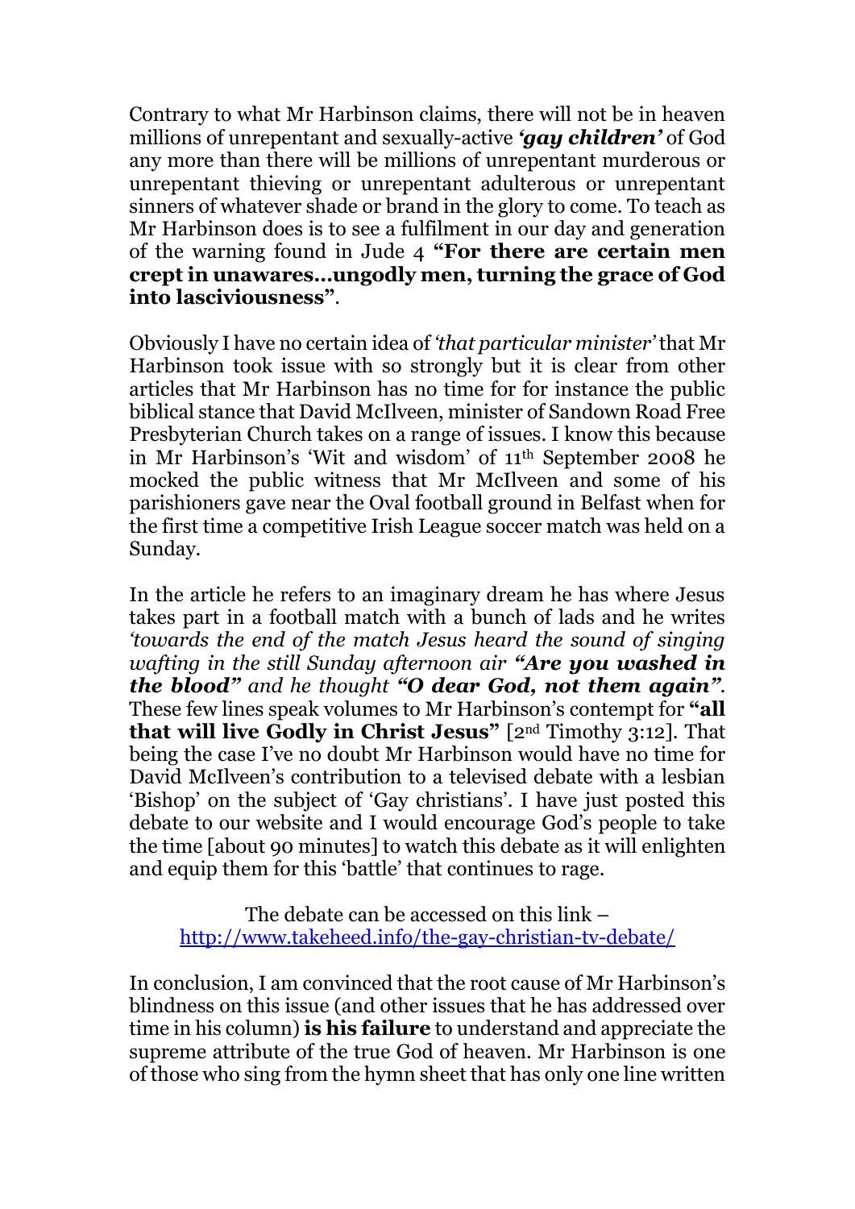Contrary to what Mr Harbinson claims, there will not be in heaven millions of unrepentant and sexually-active ***'gay children'*** of God any more than there will be millions of unrepentant murderous or unrepentant thieving or unrepentant adulterous or unrepentant sinners of whatever shade or brand in the glory to come. To teach as Mr Harbinson does is to see a fulfilment in our day and generation of the warning found in Jude 4 **"For there are certain men crept in unawares…ungodly men, turning the grace of God into lasciviousness"**.

Obviously I have no certain idea of *'that particular minister'* that Mr Harbinson took issue with so strongly but it is clear from other articles that Mr Harbinson has no time for for instance the public biblical stance that David McIlveen, minister of Sandown Road Free Presbyterian Church takes on a range of issues. I know this because in Mr Harbinson's 'Wit and wisdom' of 11th September 2008 he mocked the public witness that Mr McIlveen and some of his parishioners gave near the Oval football ground in Belfast when for the first time a competitive Irish League soccer match was held on a Sunday.

In the article he refers to an imaginary dream he has where Jesus takes part in a football match with a bunch of lads and he writes *'towards the end of the match Jesus heard the sound of singing wafting in the still Sunday afternoon air **"Are you washed in the blood"** and he thought **"O dear God, not them again"**.* These few lines speak volumes to Mr Harbinson's contempt for **"all that will live Godly in Christ Jesus"** [2nd Timothy 3:12]. That being the case I've no doubt Mr Harbinson would have no time for David McIlveen's contribution to a televised debate with a lesbian 'Bishop' on the subject of 'Gay christians'. I have just posted this debate to our website and I would encourage God's people to take the time [about 90 minutes] to watch this debate as it will enlighten and equip them for this 'battle' that continues to rage.

The debate can be accessed on this link – [http://www.takeheed.info/the-gay-christian-tv-debate/](http://www.takeheed.info/the-gay-christian-tv-debate/)

In conclusion, I am convinced that the root cause of Mr Harbinson's blindness on this issue (and other issues that he has addressed over time in his column) **is his failure** to understand and appreciate the supreme attribute of the true God of heaven. Mr Harbinson is one of those who sing from the hymn sheet that has only one line written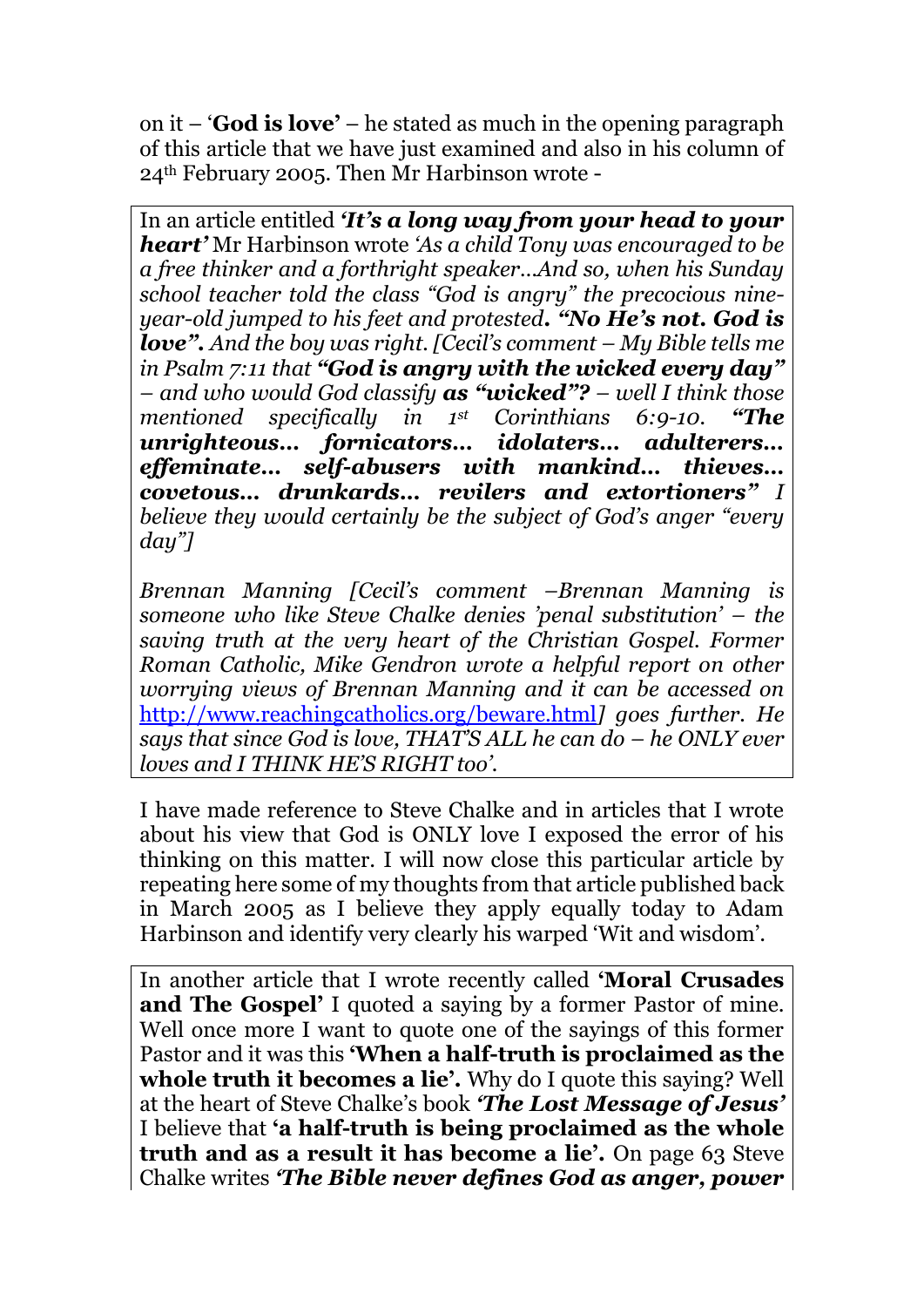on it – '**God is love**' – he stated as much in the opening paragraph of this article that we have just examined and also in his column of 24th February 2005. Then Mr Harbinson wrote -

> In an article entitled ***'It's a long way from your head to your heart'*** Mr Harbinson wrote *'As a child Tony was encouraged to be a free thinker and a forthright speaker…And so, when his Sunday school teacher told the class "God is angry" the precocious nine-year-old jumped to his feet and protested**. "No He's not. God is love".** And the boy was right. [Cecil's comment – My Bible tells me in Psalm 7:11 that **"God is angry with the wicked every day"** – and who would God classify **as "wicked"?** – well I think those mentioned specifically in 1st Corinthians 6:9-10. **"The unrighteous… fornicators… idolaters… adulterers… effeminate… self-abusers with mankind… thieves… covetous… drunkards… revilers and extortioners"** I believe they would certainly be the subject of God's anger "every day"]*
>
> *Brennan Manning [Cecil's comment –Brennan Manning is someone who like Steve Chalke denies 'penal substitution' – the saving truth at the very heart of the Christian Gospel. Former Roman Catholic, Mike Gendron wrote a helpful report on other worrying views of Brennan Manning and it can be accessed on* http://www.reachingcatholics.org/beware.html*] goes further. He says that since God is love, THAT'S ALL he can do – he ONLY ever loves and I THINK HE'S RIGHT too'.*

I have made reference to Steve Chalke and in articles that I wrote about his view that God is ONLY love I exposed the error of his thinking on this matter. I will now close this particular article by repeating here some of my thoughts from that article published back in March 2005 as I believe they apply equally today to Adam Harbinson and identify very clearly his warped 'Wit and wisdom'.

> In another article that I wrote recently called **'Moral Crusades and The Gospel'** I quoted a saying by a former Pastor of mine. Well once more I want to quote one of the sayings of this former Pastor and it was this **'When a half-truth is proclaimed as the whole truth it becomes a lie'.** Why do I quote this saying? Well at the heart of Steve Chalke's book ***'The Lost Message of Jesus'*** I believe that **'a half-truth is being proclaimed as the whole truth and as a result it has become a lie'.** On page 63 Steve Chalke writes ***'The Bible never defines God as anger, power***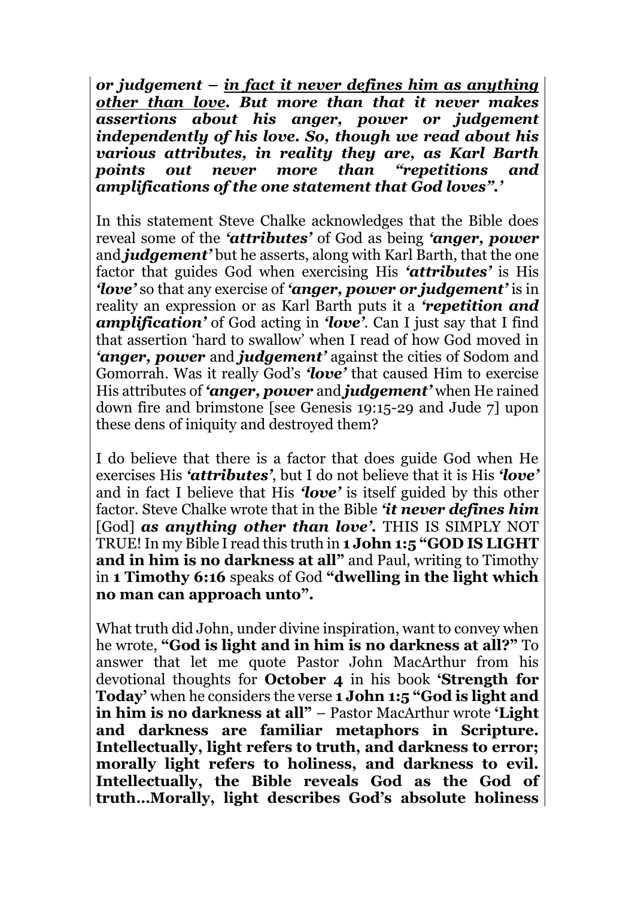***or judgement – <u>in fact it never defines him as anything other than love</u>. But more than that it never makes assertions about his anger, power or judgement independently of his love. So, though we read about his various attributes, in reality they are, as Karl Barth points out never more than "repetitions and amplifications of the one statement that God loves".'***

In this statement Steve Chalke acknowledges that the Bible does reveal some of the ***'attributes'*** of God as being ***'anger, power*** and ***judgement'*** but he asserts, along with Karl Barth, that the one factor that guides God when exercising His ***'attributes'*** is His ***'love'*** so that any exercise of ***'anger, power or judgement'*** is in reality an expression or as Karl Barth puts it a ***'repetition and amplification'*** of God acting in ***'love'***. Can I just say that I find that assertion 'hard to swallow' when I read of how God moved in ***'anger, power*** and ***judgement'*** against the cities of Sodom and Gomorrah. Was it really God's ***'love'*** that caused Him to exercise His attributes of ***'anger, power*** and ***judgement'*** when He rained down fire and brimstone [see Genesis 19:15-29 and Jude 7] upon these dens of iniquity and destroyed them?

I do believe that there is a factor that does guide God when He exercises His ***'attributes'***, but I do not believe that it is His ***'love'*** and in fact I believe that His ***'love'*** is itself guided by this other factor. Steve Chalke wrote that in the Bible ***'it never defines him*** [God] ***as anything other than love'.*** THIS IS SIMPLY NOT TRUE! In my Bible I read this truth in **1 John 1:5 "GOD IS LIGHT and in him is no darkness at all"** and Paul, writing to Timothy in **1 Timothy 6:16** speaks of God **"dwelling in the light which no man can approach unto".**

What truth did John, under divine inspiration, want to convey when he wrote, **"God is light and in him is no darkness at all?"** To answer that let me quote Pastor John MacArthur from his devotional thoughts for **October 4** in his book **'Strength for Today'** when he considers the verse **1 John 1:5 "God is light and in him is no darkness at all"** – Pastor MacArthur wrote **'Light and darkness are familiar metaphors in Scripture. Intellectually, light refers to truth, and darkness to error; morally light refers to holiness, and darkness to evil. Intellectually, the Bible reveals God as the God of truth…Morally, light describes God's absolute holiness**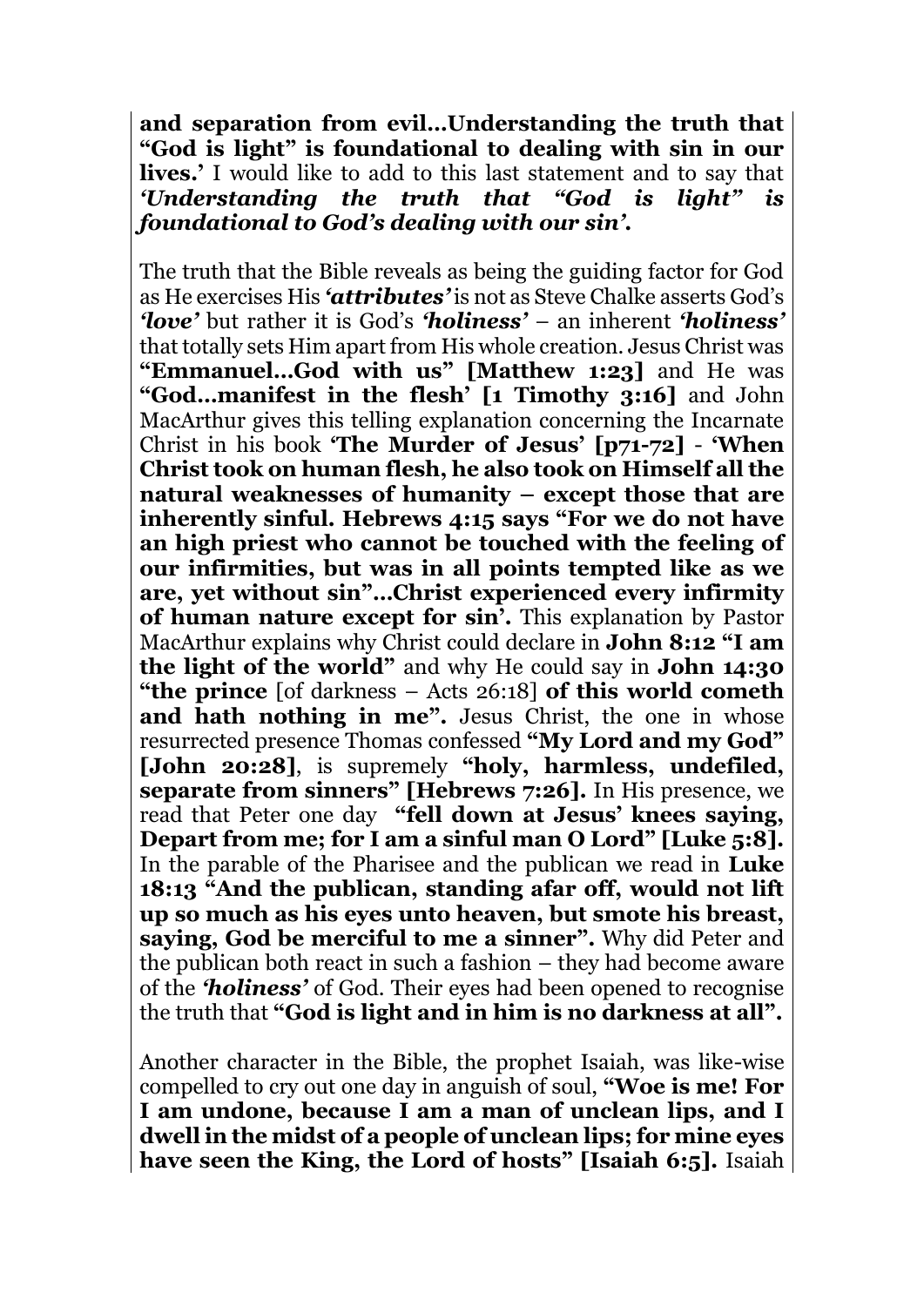**and separation from evil…Understanding the truth that "God is light" is foundational to dealing with sin in our lives.'** I would like to add to this last statement and to say that ***'Understanding the truth that "God is light" is foundational to God's dealing with our sin'.***

The truth that the Bible reveals as being the guiding factor for God as He exercises His ***'attributes'*** is not as Steve Chalke asserts God's ***'love'*** but rather it is God's ***'holiness'*** – an inherent ***'holiness'*** that totally sets Him apart from His whole creation. Jesus Christ was **"Emmanuel…God with us" [Matthew 1:23]** and He was **"God…manifest in the flesh' [1 Timothy 3:16]** and John MacArthur gives this telling explanation concerning the Incarnate Christ in his book **'The Murder of Jesus' [p71-72]** - **'When Christ took on human flesh, he also took on Himself all the natural weaknesses of humanity – except those that are inherently sinful. Hebrews 4:15 says "For we do not have an high priest who cannot be touched with the feeling of our infirmities, but was in all points tempted like as we are, yet without sin"…Christ experienced every infirmity of human nature except for sin'.** This explanation by Pastor MacArthur explains why Christ could declare in **John 8:12 "I am the light of the world"** and why He could say in **John 14:30 "the prince** [of darkness – Acts 26:18] **of this world cometh and hath nothing in me".** Jesus Christ, the one in whose resurrected presence Thomas confessed **"My Lord and my God" [John 20:28]**, is supremely **"holy, harmless, undefiled, separate from sinners" [Hebrews 7:26].** In His presence, we read that Peter one day **"fell down at Jesus' knees saying, Depart from me; for I am a sinful man O Lord" [Luke 5:8].** In the parable of the Pharisee and the publican we read in **Luke 18:13 "And the publican, standing afar off, would not lift up so much as his eyes unto heaven, but smote his breast, saying, God be merciful to me a sinner".** Why did Peter and the publican both react in such a fashion – they had become aware of the ***'holiness'*** of God. Their eyes had been opened to recognise the truth that **"God is light and in him is no darkness at all".**

Another character in the Bible, the prophet Isaiah, was like-wise compelled to cry out one day in anguish of soul, **"Woe is me! For I am undone, because I am a man of unclean lips, and I dwell in the midst of a people of unclean lips; for mine eyes have seen the King, the Lord of hosts" [Isaiah 6:5].** Isaiah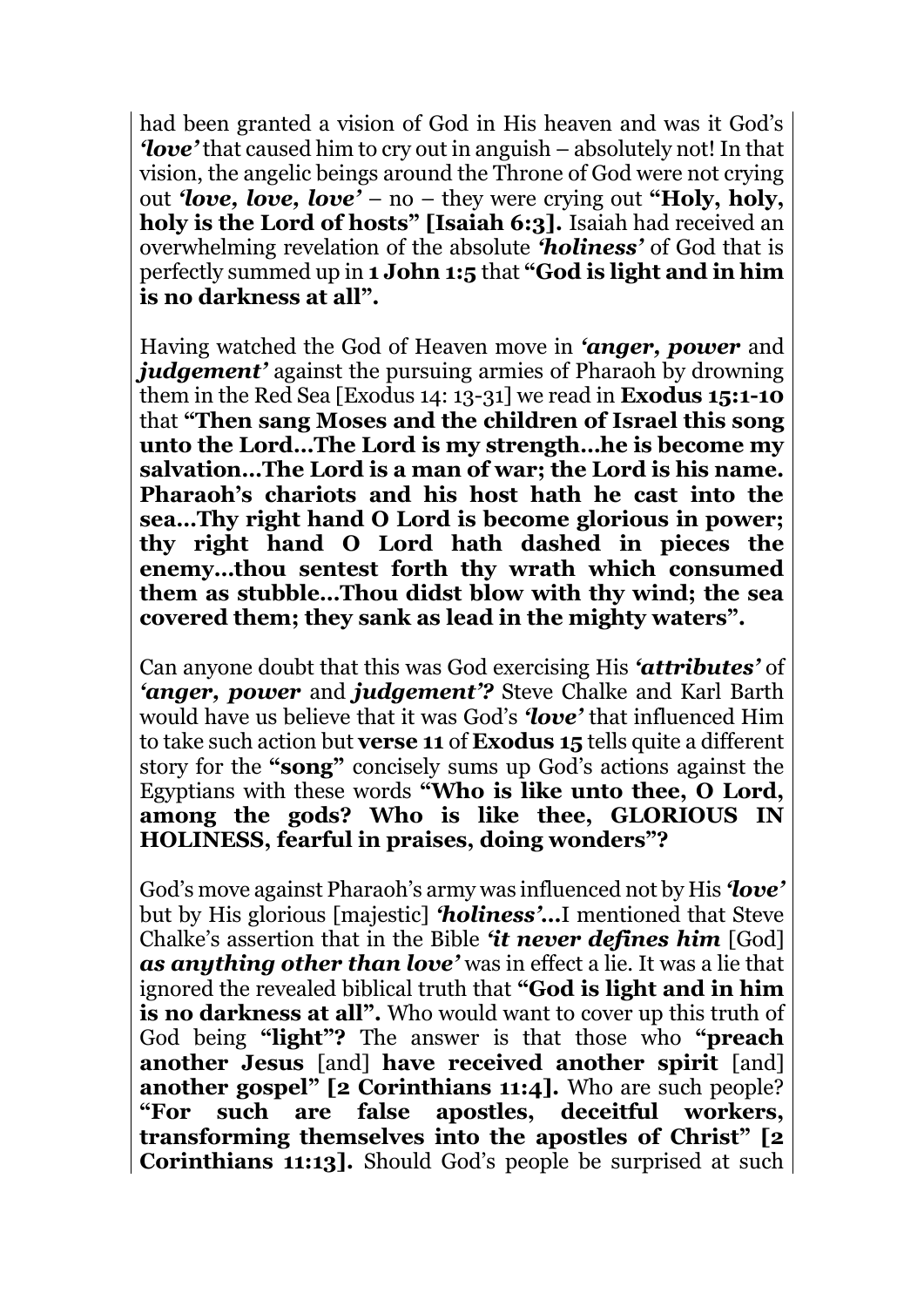had been granted a vision of God in His heaven and was it God's ***'love'*** that caused him to cry out in anguish – absolutely not! In that vision, the angelic beings around the Throne of God were not crying out ***'love, love, love'*** – no – they were crying out **"Holy, holy, holy is the Lord of hosts" [Isaiah 6:3].** Isaiah had received an overwhelming revelation of the absolute ***'holiness'*** of God that is perfectly summed up in **1 John 1:5** that **"God is light and in him is no darkness at all".**

Having watched the God of Heaven move in ***'anger, power*** and ***judgement'*** against the pursuing armies of Pharaoh by drowning them in the Red Sea [Exodus 14: 13-31] we read in **Exodus 15:1-10** that **"Then sang Moses and the children of Israel this song unto the Lord…The Lord is my strength…he is become my salvation…The Lord is a man of war; the Lord is his name. Pharaoh's chariots and his host hath he cast into the sea…Thy right hand O Lord is become glorious in power; thy right hand O Lord hath dashed in pieces the enemy…thou sentest forth thy wrath which consumed them as stubble…Thou didst blow with thy wind; the sea covered them; they sank as lead in the mighty waters".**

Can anyone doubt that this was God exercising His ***'attributes'*** of ***'anger, power*** and ***judgement'?*** Steve Chalke and Karl Barth would have us believe that it was God's ***'love'*** that influenced Him to take such action but **verse 11** of **Exodus 15** tells quite a different story for the **"song"** concisely sums up God's actions against the Egyptians with these words **"Who is like unto thee, O Lord, among the gods? Who is like thee, GLORIOUS IN HOLINESS, fearful in praises, doing wonders"?**

God's move against Pharaoh's army was influenced not by His ***'love'*** but by His glorious [majestic] ***'holiness'…***I mentioned that Steve Chalke's assertion that in the Bible ***'it never defines him*** [God] ***as anything other than love'*** was in effect a lie. It was a lie that ignored the revealed biblical truth that **"God is light and in him is no darkness at all".** Who would want to cover up this truth of God being **"light"?** The answer is that those who **"preach another Jesus** [and] **have received another spirit** [and] **another gospel" [2 Corinthians 11:4].** Who are such people? **"For such are false apostles, deceitful workers, transforming themselves into the apostles of Christ" [2 Corinthians 11:13].** Should God's people be surprised at such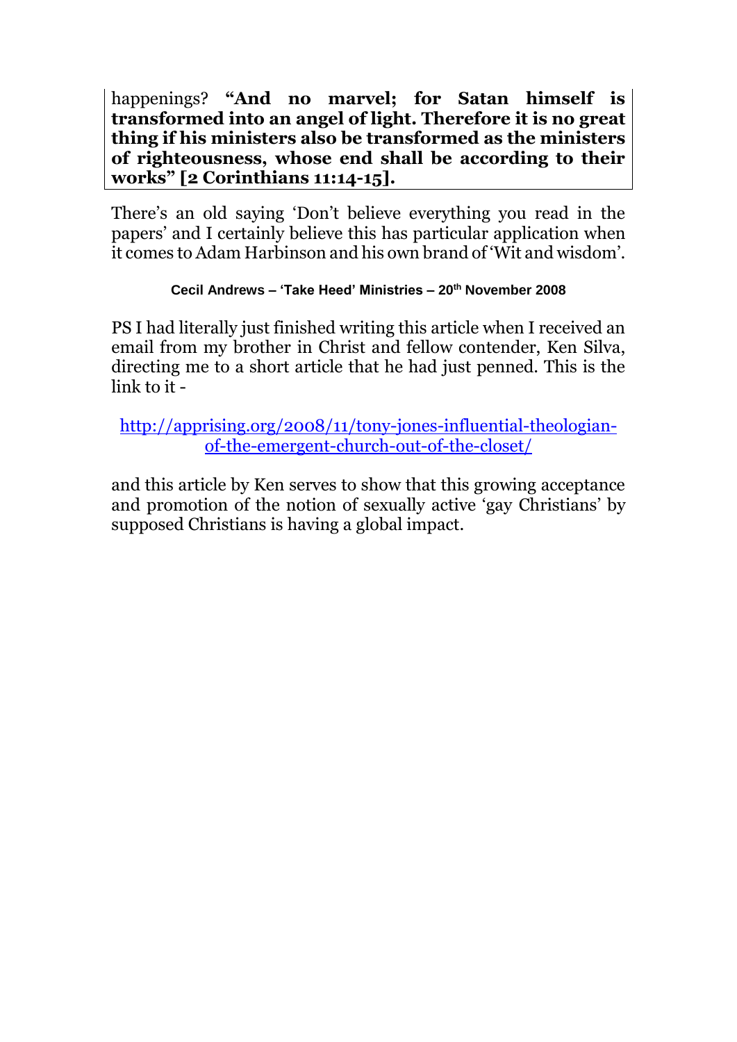happenings? **"And no marvel; for Satan himself is transformed into an angel of light. Therefore it is no great thing if his ministers also be transformed as the ministers of righteousness, whose end shall be according to their works" [2 Corinthians 11:14-15].**

There's an old saying 'Don't believe everything you read in the papers' and I certainly believe this has particular application when it comes to Adam Harbinson and his own brand of 'Wit and wisdom'.

**Cecil Andrews – 'Take Heed' Ministries – 20th November 2008**

PS I had literally just finished writing this article when I received an email from my brother in Christ and fellow contender, Ken Silva, directing me to a short article that he had just penned. This is the link to it -

http://apprising.org/2008/11/tony-jones-influential-theologian-of-the-emergent-church-out-of-the-closet/

and this article by Ken serves to show that this growing acceptance and promotion of the notion of sexually active 'gay Christians' by supposed Christians is having a global impact.